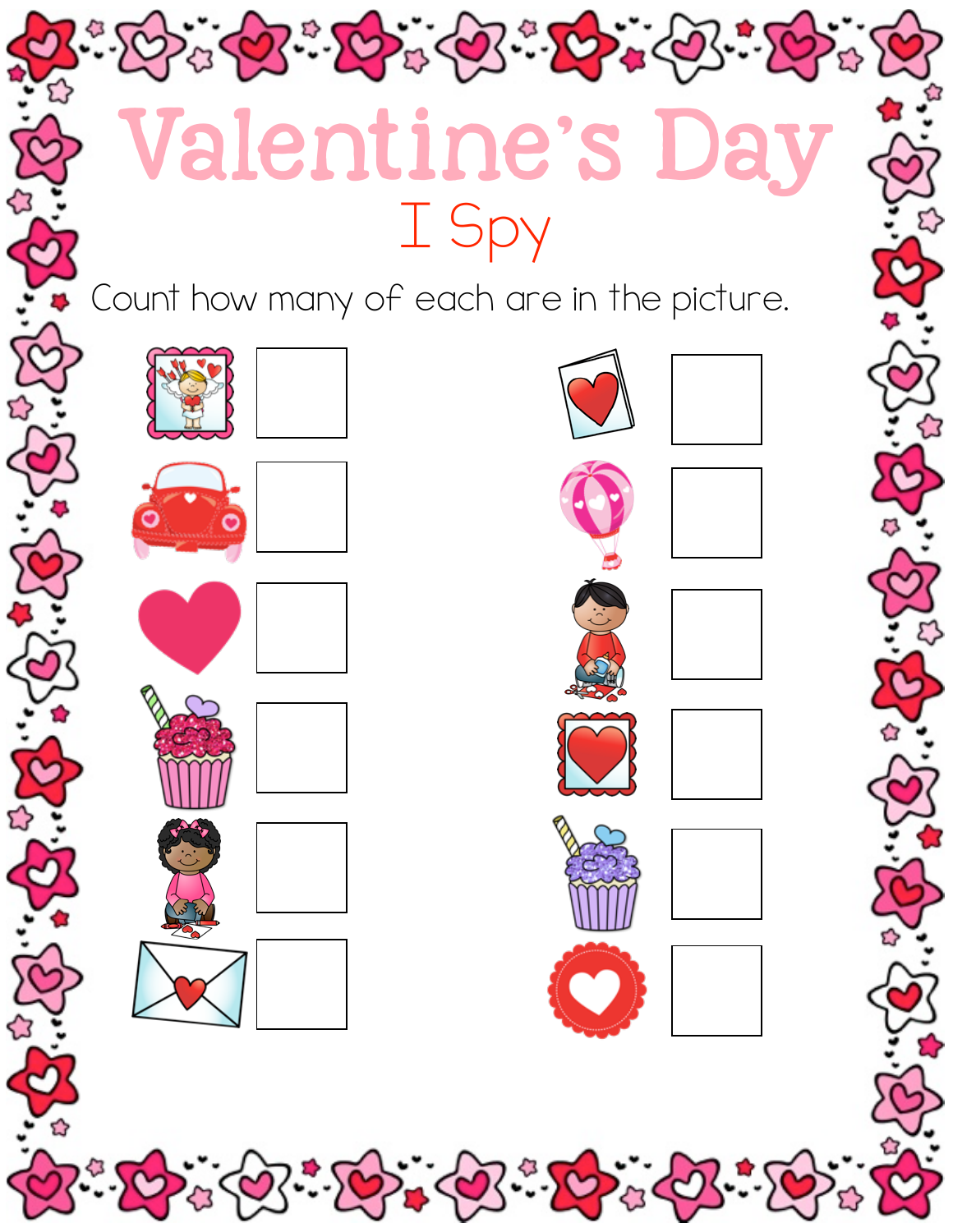# Valentine's Day

## I Spy

Count how many of each are in the picture.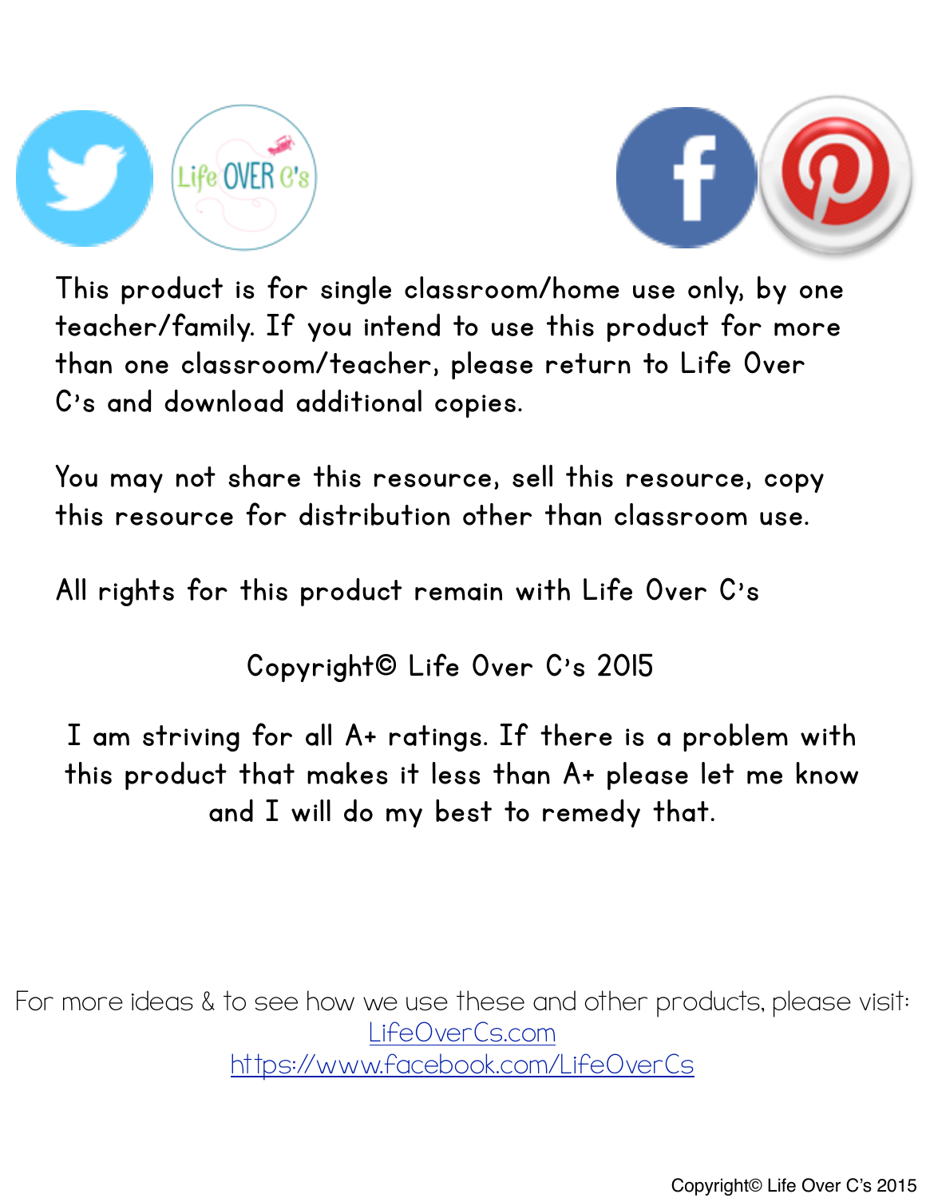This product is for single classroom/home use only, by one teacher/family. If you intend to use this product for more than one classroom/teacher, please return to Life Over C's and download additional copies.

You may not share this resource, sell this resource, copy this resource for distribution other than classroom use.

All rights for this product remain with Life Over C's

Copyright© Life Over C's 2015

I am striving for all A+ ratings. If there is a problem with this product that makes it less than A+ please let me know and I will do my best to remedy that.

For more ideas & to see how we use these and other products, please visit:
[LifeOverCs.com](http://LifeOverCs.com)
[https://www.facebook.com/LifeOverCs](https://www.facebook.com/LifeOverCs)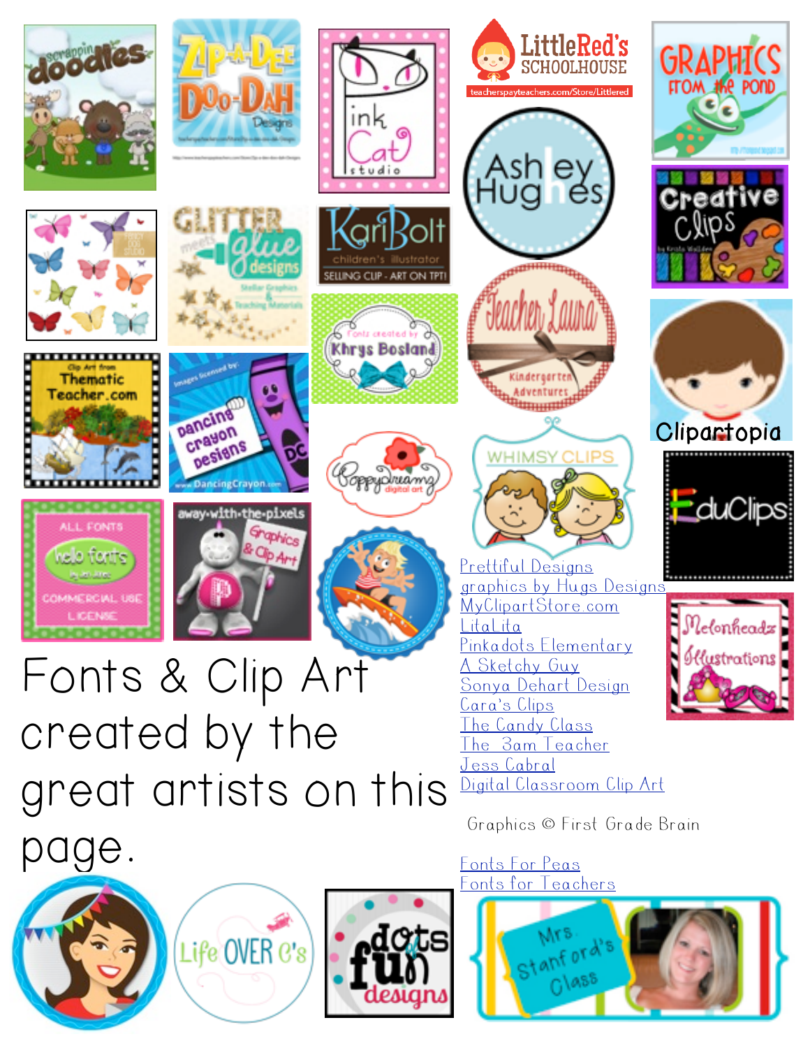Fonts & Clip Art created by the great artists on this page.

Prettiful Designs
graphics by Hugs Designs
MyClipartStore.com
LitaLita
Pinkadots Elementary
A Sketchy Guy
Sonya Dehart Design
Cara's Clips
The Candy Class
The 3am Teacher
Jess Cabral
Digital Classroom Clip Art

Graphics © First Grade Brain

Fonts For Peas
Fonts for Teachers